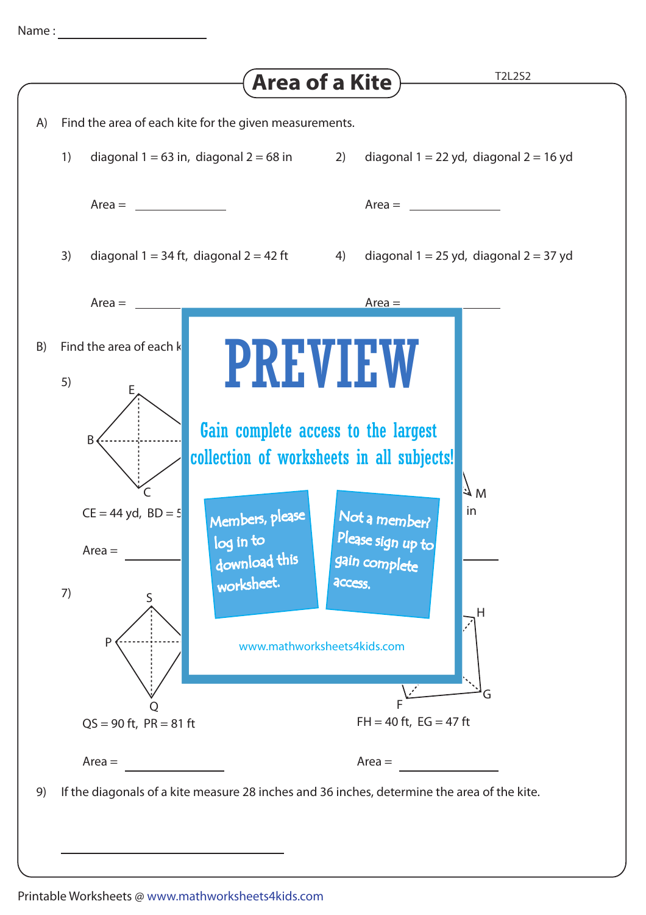Name : ____________________

# Area of a Kite

T2L2S2

A) Find the area of each kite for the given measurements.

1) diagonal 1 = 63 in, diagonal 2 = 68 in

Area = ____________

2) diagonal 1 = 22 yd, diagonal 2 = 16 yd

Area = ____________

3) diagonal 1 = 34 ft, diagonal 2 = 42 ft

Area = ____________

4) diagonal 1 = 25 yd, diagonal 2 = 37 yd

Area = ____________

B) Find the area of each k

5)

E

B

C

CE = 44 yd, BD = 5

Area = ____________

M

in

Area = ____________

# PREVIEW

Gain complete access to the largest collection of worksheets in all subjects!

Members, please log in to download this worksheet.

Not a member? Please sign up to gain complete access.

www.mathworksheets4kids.com

7)

S

P

Q

QS = 90 ft, PR = 81 ft

Area = ____________

H

G

F

FH = 40 ft, EG = 47 ft

Area = ____________

9) If the diagonals of a kite measure 28 inches and 36 inches, determine the area of the kite.

____________________

Printable Worksheets @ www.mathworksheets4kids.com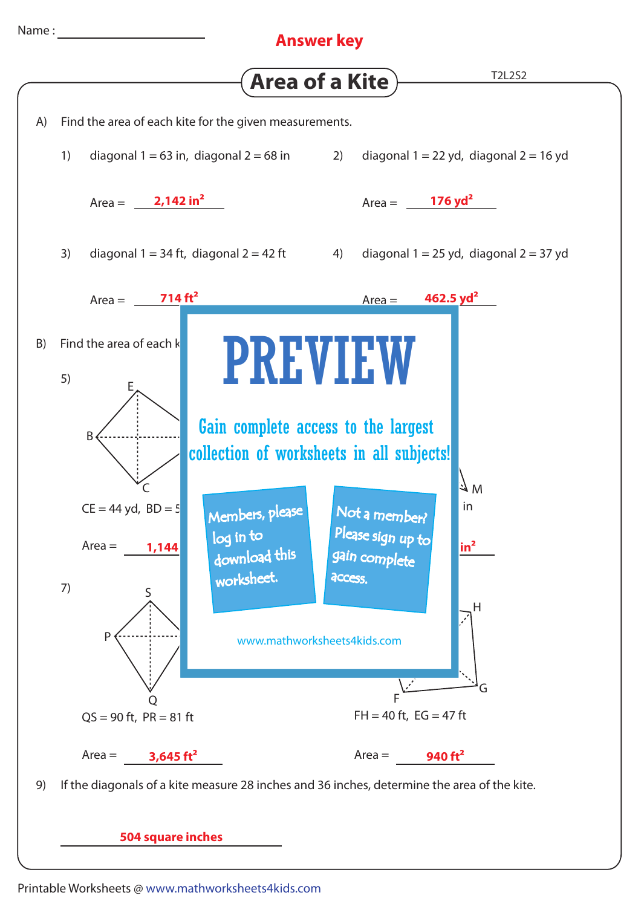Name : ____________________

**Answer key**

# Area of a Kite

T2L2S2

A) Find the area of each kite for the given measurements.

1) diagonal 1 = 63 in, diagonal 2 = 68 in

Area = **2,142 in²**

2) diagonal 1 = 22 yd, diagonal 2 = 16 yd

Area = **176 yd²**

3) diagonal 1 = 34 ft, diagonal 2 = 42 ft

Area = **714 ft²**

4) diagonal 1 = 25 yd, diagonal 2 = 37 yd

Area = **462.5 yd²**

B) Find the area of each k

5)

E

B

C

CE = 44 yd, BD = 5

Area = **1,144**

M

in

**in²**

PREVIEW

Gain complete access to the largest collection of worksheets in all subjects!

Members, please log in to download this worksheet.

Not a member? Please sign up to gain complete access.

www.mathworksheets4kids.com

7)

S

P

Q

QS = 90 ft, PR = 81 ft

Area = **3,645 ft²**

H

G

F

FH = 40 ft, EG = 47 ft

Area = **940 ft²**

9) If the diagonals of a kite measure 28 inches and 36 inches, determine the area of the kite.

**504 square inches**

Printable Worksheets @ www.mathworksheets4kids.com